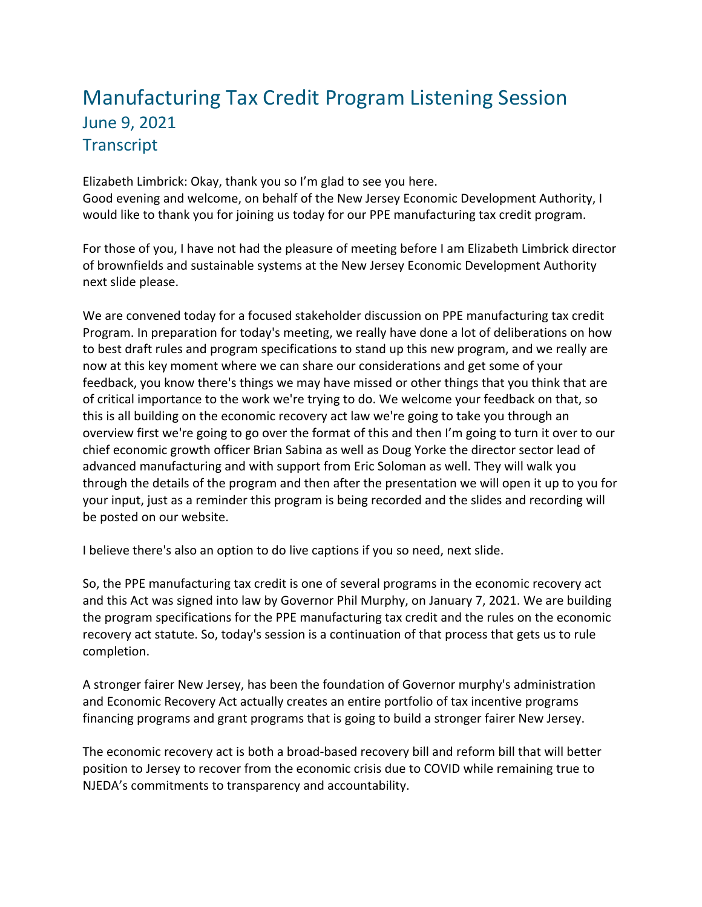# Manufacturing Tax Credit Program Listening Session
## June 9, 2021
## Transcript

Elizabeth Limbrick: Okay, thank you so I'm glad to see you here.
Good evening and welcome, on behalf of the New Jersey Economic Development Authority, I would like to thank you for joining us today for our PPE manufacturing tax credit program.

For those of you, I have not had the pleasure of meeting before I am Elizabeth Limbrick director of brownfields and sustainable systems at the New Jersey Economic Development Authority next slide please.

We are convened today for a focused stakeholder discussion on PPE manufacturing tax credit Program. In preparation for today's meeting, we really have done a lot of deliberations on how to best draft rules and program specifications to stand up this new program, and we really are now at this key moment where we can share our considerations and get some of your feedback, you know there's things we may have missed or other things that you think that are of critical importance to the work we're trying to do. We welcome your feedback on that, so this is all building on the economic recovery act law we're going to take you through an overview first we're going to go over the format of this and then I'm going to turn it over to our chief economic growth officer Brian Sabina as well as Doug Yorke the director sector lead of advanced manufacturing and with support from Eric Soloman as well. They will walk you through the details of the program and then after the presentation we will open it up to you for your input, just as a reminder this program is being recorded and the slides and recording will be posted on our website.

I believe there's also an option to do live captions if you so need, next slide.

So, the PPE manufacturing tax credit is one of several programs in the economic recovery act and this Act was signed into law by Governor Phil Murphy, on January 7, 2021. We are building the program specifications for the PPE manufacturing tax credit and the rules on the economic recovery act statute. So, today's session is a continuation of that process that gets us to rule completion.

A stronger fairer New Jersey, has been the foundation of Governor murphy's administration and Economic Recovery Act actually creates an entire portfolio of tax incentive programs financing programs and grant programs that is going to build a stronger fairer New Jersey.

The economic recovery act is both a broad-based recovery bill and reform bill that will better position to Jersey to recover from the economic crisis due to COVID while remaining true to NJEDA's commitments to transparency and accountability.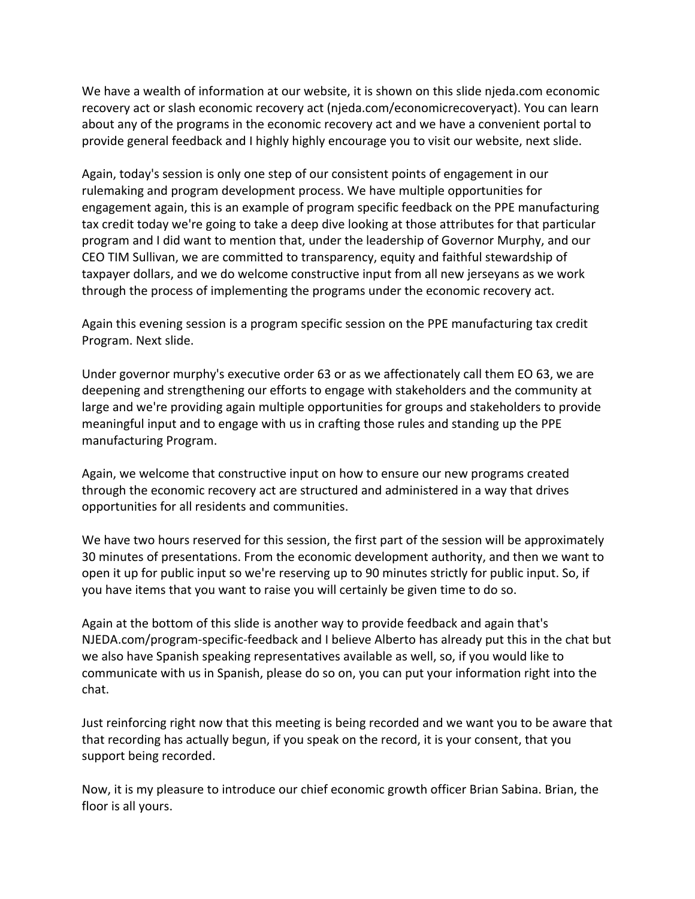We have a wealth of information at our website, it is shown on this slide njeda.com economic recovery act or slash economic recovery act (njeda.com/economicrecoveryact). You can learn about any of the programs in the economic recovery act and we have a convenient portal to provide general feedback and I highly highly encourage you to visit our website, next slide.

Again, today's session is only one step of our consistent points of engagement in our rulemaking and program development process. We have multiple opportunities for engagement again, this is an example of program specific feedback on the PPE manufacturing tax credit today we're going to take a deep dive looking at those attributes for that particular program and I did want to mention that, under the leadership of Governor Murphy, and our CEO TIM Sullivan, we are committed to transparency, equity and faithful stewardship of taxpayer dollars, and we do welcome constructive input from all new jerseyans as we work through the process of implementing the programs under the economic recovery act.

Again this evening session is a program specific session on the PPE manufacturing tax credit Program. Next slide.

Under governor murphy's executive order 63 or as we affectionately call them EO 63, we are deepening and strengthening our efforts to engage with stakeholders and the community at large and we're providing again multiple opportunities for groups and stakeholders to provide meaningful input and to engage with us in crafting those rules and standing up the PPE manufacturing Program.

Again, we welcome that constructive input on how to ensure our new programs created through the economic recovery act are structured and administered in a way that drives opportunities for all residents and communities.

We have two hours reserved for this session, the first part of the session will be approximately 30 minutes of presentations. From the economic development authority, and then we want to open it up for public input so we're reserving up to 90 minutes strictly for public input. So, if you have items that you want to raise you will certainly be given time to do so.

Again at the bottom of this slide is another way to provide feedback and again that's NJEDA.com/program-specific-feedback and I believe Alberto has already put this in the chat but we also have Spanish speaking representatives available as well, so, if you would like to communicate with us in Spanish, please do so on, you can put your information right into the chat.

Just reinforcing right now that this meeting is being recorded and we want you to be aware that that recording has actually begun, if you speak on the record, it is your consent, that you support being recorded.

Now, it is my pleasure to introduce our chief economic growth officer Brian Sabina. Brian, the floor is all yours.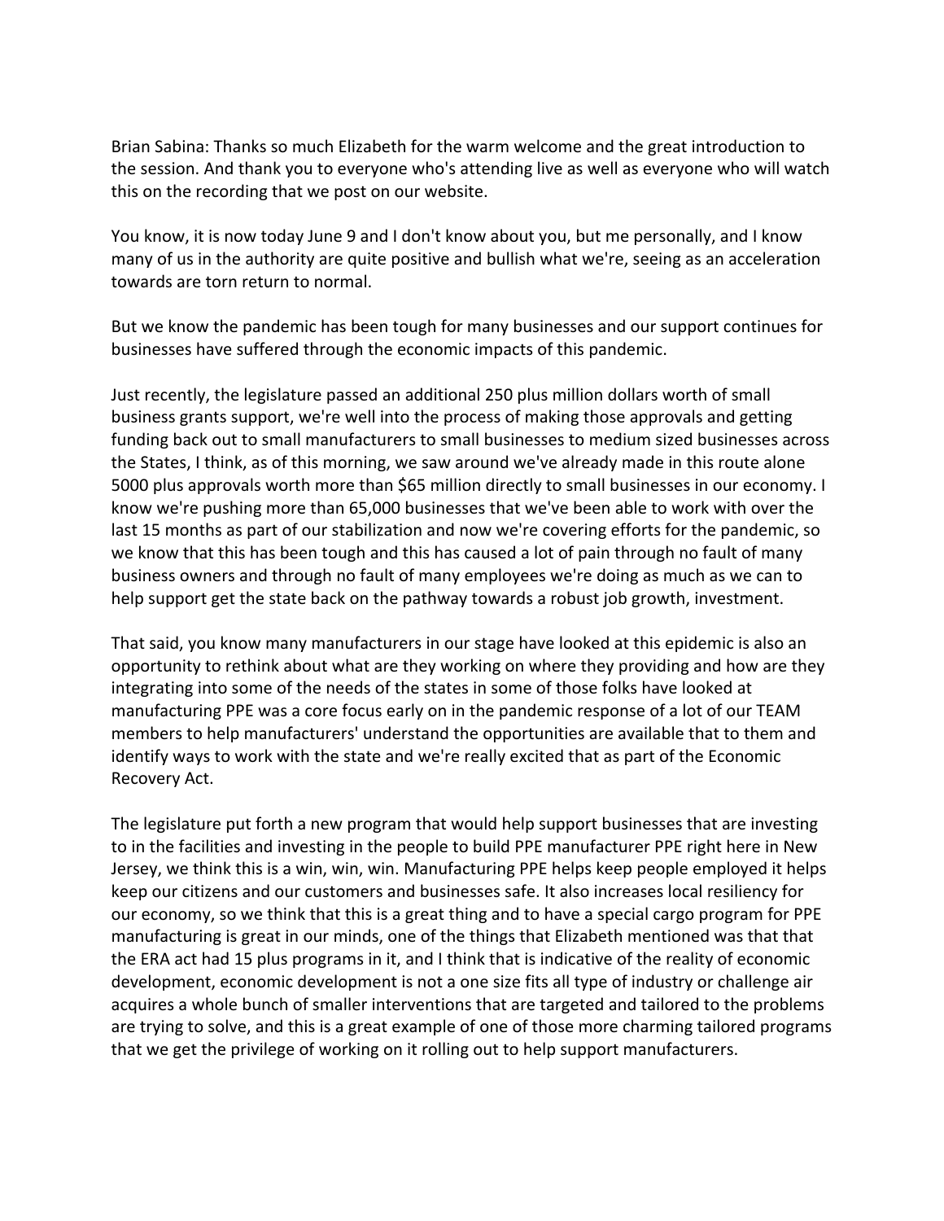Brian Sabina: Thanks so much Elizabeth for the warm welcome and the great introduction to the session. And thank you to everyone who's attending live as well as everyone who will watch this on the recording that we post on our website.

You know, it is now today June 9 and I don't know about you, but me personally, and I know many of us in the authority are quite positive and bullish what we're, seeing as an acceleration towards are torn return to normal.

But we know the pandemic has been tough for many businesses and our support continues for businesses have suffered through the economic impacts of this pandemic.

Just recently, the legislature passed an additional 250 plus million dollars worth of small business grants support, we're well into the process of making those approvals and getting funding back out to small manufacturers to small businesses to medium sized businesses across the States, I think, as of this morning, we saw around we've already made in this route alone 5000 plus approvals worth more than $65 million directly to small businesses in our economy. I know we're pushing more than 65,000 businesses that we've been able to work with over the last 15 months as part of our stabilization and now we're covering efforts for the pandemic, so we know that this has been tough and this has caused a lot of pain through no fault of many business owners and through no fault of many employees we're doing as much as we can to help support get the state back on the pathway towards a robust job growth, investment.

That said, you know many manufacturers in our stage have looked at this epidemic is also an opportunity to rethink about what are they working on where they providing and how are they integrating into some of the needs of the states in some of those folks have looked at manufacturing PPE was a core focus early on in the pandemic response of a lot of our TEAM members to help manufacturers' understand the opportunities are available that to them and identify ways to work with the state and we're really excited that as part of the Economic Recovery Act.

The legislature put forth a new program that would help support businesses that are investing to in the facilities and investing in the people to build PPE manufacturer PPE right here in New Jersey, we think this is a win, win, win. Manufacturing PPE helps keep people employed it helps keep our citizens and our customers and businesses safe. It also increases local resiliency for our economy, so we think that this is a great thing and to have a special cargo program for PPE manufacturing is great in our minds, one of the things that Elizabeth mentioned was that that the ERA act had 15 plus programs in it, and I think that is indicative of the reality of economic development, economic development is not a one size fits all type of industry or challenge air acquires a whole bunch of smaller interventions that are targeted and tailored to the problems are trying to solve, and this is a great example of one of those more charming tailored programs that we get the privilege of working on it rolling out to help support manufacturers.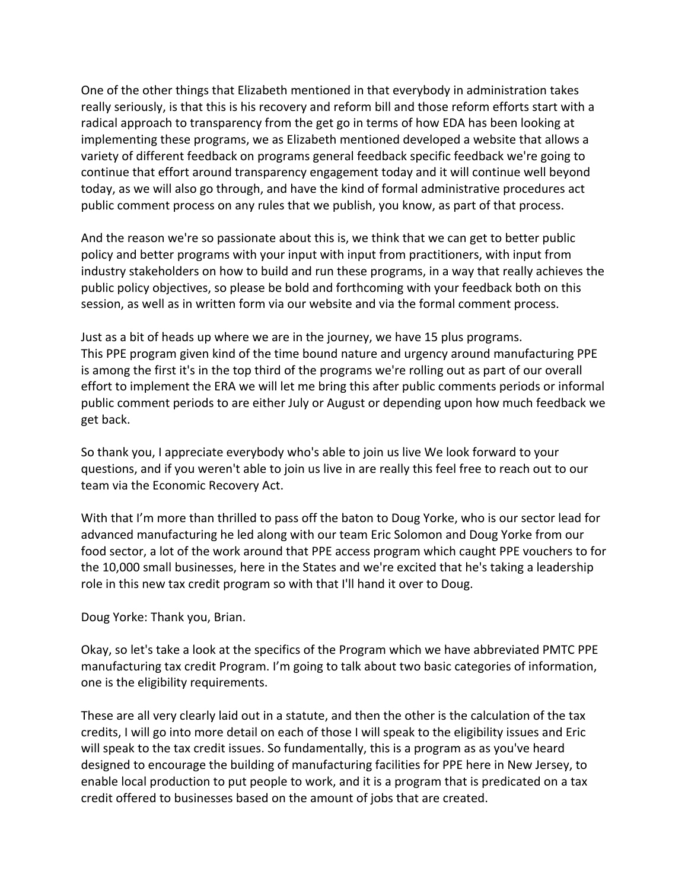One of the other things that Elizabeth mentioned in that everybody in administration takes really seriously, is that this is his recovery and reform bill and those reform efforts start with a radical approach to transparency from the get go in terms of how EDA has been looking at implementing these programs, we as Elizabeth mentioned developed a website that allows a variety of different feedback on programs general feedback specific feedback we're going to continue that effort around transparency engagement today and it will continue well beyond today, as we will also go through, and have the kind of formal administrative procedures act public comment process on any rules that we publish, you know, as part of that process.

And the reason we're so passionate about this is, we think that we can get to better public policy and better programs with your input with input from practitioners, with input from industry stakeholders on how to build and run these programs, in a way that really achieves the public policy objectives, so please be bold and forthcoming with your feedback both on this session, as well as in written form via our website and via the formal comment process.

Just as a bit of heads up where we are in the journey, we have 15 plus programs.
This PPE program given kind of the time bound nature and urgency around manufacturing PPE is among the first it's in the top third of the programs we're rolling out as part of our overall effort to implement the ERA we will let me bring this after public comments periods or informal public comment periods to are either July or August or depending upon how much feedback we get back.

So thank you, I appreciate everybody who's able to join us live We look forward to your questions, and if you weren't able to join us live in are really this feel free to reach out to our team via the Economic Recovery Act.

With that I'm more than thrilled to pass off the baton to Doug Yorke, who is our sector lead for advanced manufacturing he led along with our team Eric Solomon and Doug Yorke from our food sector, a lot of the work around that PPE access program which caught PPE vouchers to for the 10,000 small businesses, here in the States and we're excited that he's taking a leadership role in this new tax credit program so with that I'll hand it over to Doug.

Doug Yorke: Thank you, Brian.

Okay, so let's take a look at the specifics of the Program which we have abbreviated PMTC PPE manufacturing tax credit Program. I'm going to talk about two basic categories of information, one is the eligibility requirements.

These are all very clearly laid out in a statute, and then the other is the calculation of the tax credits, I will go into more detail on each of those I will speak to the eligibility issues and Eric will speak to the tax credit issues. So fundamentally, this is a program as as you've heard designed to encourage the building of manufacturing facilities for PPE here in New Jersey, to enable local production to put people to work, and it is a program that is predicated on a tax credit offered to businesses based on the amount of jobs that are created.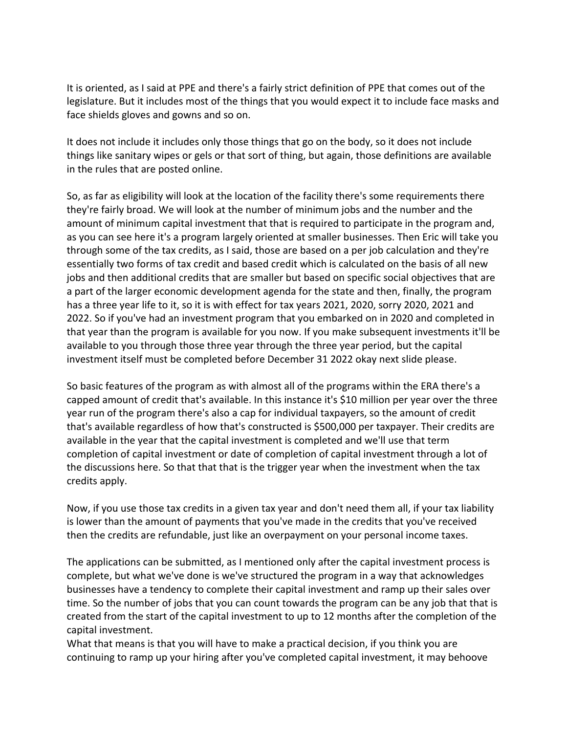It is oriented, as I said at PPE and there's a fairly strict definition of PPE that comes out of the legislature. But it includes most of the things that you would expect it to include face masks and face shields gloves and gowns and so on.

It does not include it includes only those things that go on the body, so it does not include things like sanitary wipes or gels or that sort of thing, but again, those definitions are available in the rules that are posted online.

So, as far as eligibility will look at the location of the facility there's some requirements there they're fairly broad. We will look at the number of minimum jobs and the number and the amount of minimum capital investment that that is required to participate in the program and, as you can see here it's a program largely oriented at smaller businesses. Then Eric will take you through some of the tax credits, as I said, those are based on a per job calculation and they're essentially two forms of tax credit and based credit which is calculated on the basis of all new jobs and then additional credits that are smaller but based on specific social objectives that are a part of the larger economic development agenda for the state and then, finally, the program has a three year life to it, so it is with effect for tax years 2021, 2020, sorry 2020, 2021 and 2022. So if you've had an investment program that you embarked on in 2020 and completed in that year than the program is available for you now. If you make subsequent investments it'll be available to you through those three year through the three year period, but the capital investment itself must be completed before December 31 2022 okay next slide please.

So basic features of the program as with almost all of the programs within the ERA there's a capped amount of credit that's available. In this instance it's $10 million per year over the three year run of the program there's also a cap for individual taxpayers, so the amount of credit that's available regardless of how that's constructed is $500,000 per taxpayer. Their credits are available in the year that the capital investment is completed and we'll use that term completion of capital investment or date of completion of capital investment through a lot of the discussions here. So that that that is the trigger year when the investment when the tax credits apply.

Now, if you use those tax credits in a given tax year and don't need them all, if your tax liability is lower than the amount of payments that you've made in the credits that you've received then the credits are refundable, just like an overpayment on your personal income taxes.

The applications can be submitted, as I mentioned only after the capital investment process is complete, but what we've done is we've structured the program in a way that acknowledges businesses have a tendency to complete their capital investment and ramp up their sales over time. So the number of jobs that you can count towards the program can be any job that that is created from the start of the capital investment to up to 12 months after the completion of the capital investment.

What that means is that you will have to make a practical decision, if you think you are continuing to ramp up your hiring after you've completed capital investment, it may behoove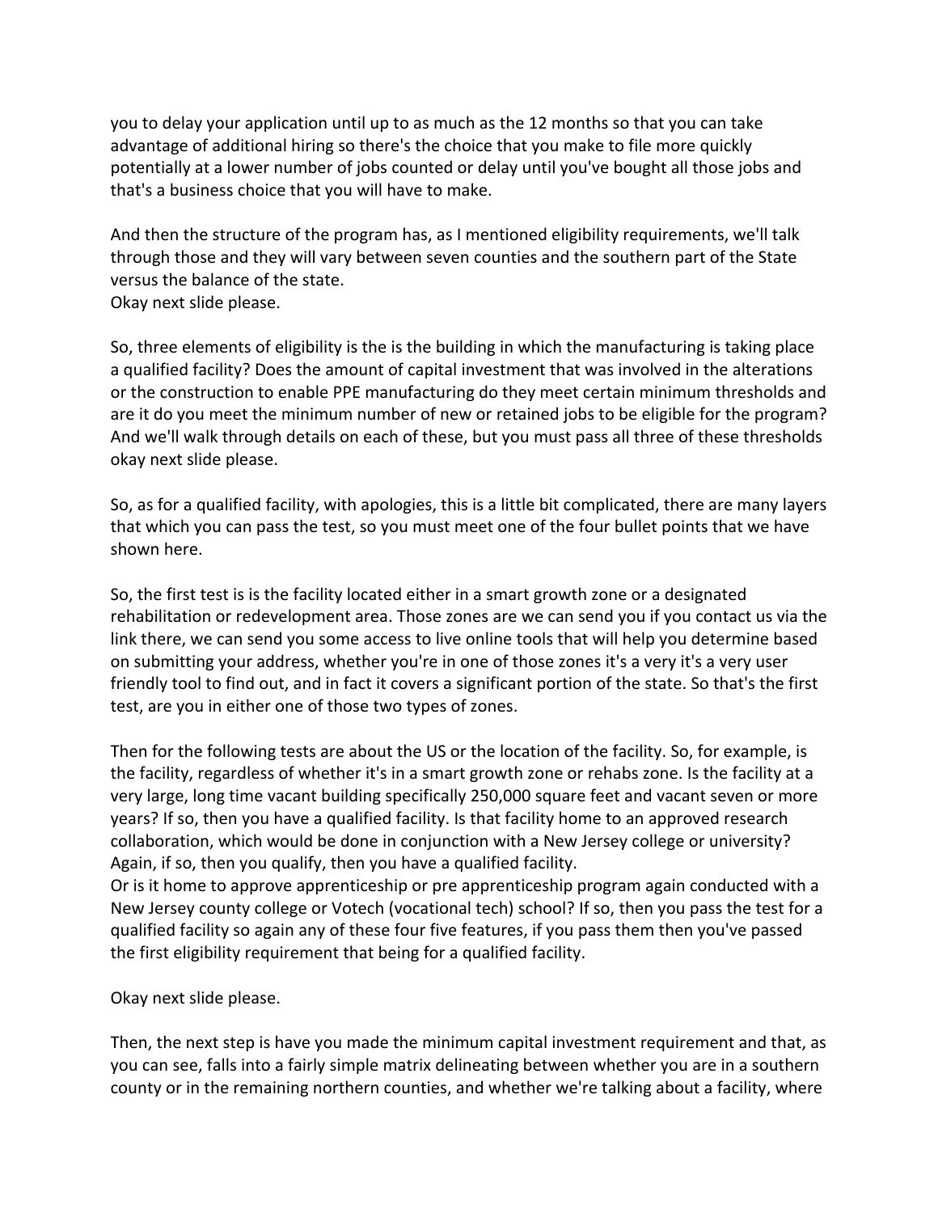you to delay your application until up to as much as the 12 months so that you can take advantage of additional hiring so there's the choice that you make to file more quickly potentially at a lower number of jobs counted or delay until you've bought all those jobs and that's a business choice that you will have to make.

And then the structure of the program has, as I mentioned eligibility requirements, we'll talk through those and they will vary between seven counties and the southern part of the State versus the balance of the state.
Okay next slide please.

So, three elements of eligibility is the is the building in which the manufacturing is taking place a qualified facility? Does the amount of capital investment that was involved in the alterations or the construction to enable PPE manufacturing do they meet certain minimum thresholds and are it do you meet the minimum number of new or retained jobs to be eligible for the program? And we'll walk through details on each of these, but you must pass all three of these thresholds okay next slide please.

So, as for a qualified facility, with apologies, this is a little bit complicated, there are many layers that which you can pass the test, so you must meet one of the four bullet points that we have shown here.

So, the first test is is the facility located either in a smart growth zone or a designated rehabilitation or redevelopment area. Those zones are we can send you if you contact us via the link there, we can send you some access to live online tools that will help you determine based on submitting your address, whether you're in one of those zones it's a very it's a very user friendly tool to find out, and in fact it covers a significant portion of the state. So that's the first test, are you in either one of those two types of zones.

Then for the following tests are about the US or the location of the facility. So, for example, is the facility, regardless of whether it's in a smart growth zone or rehabs zone. Is the facility at a very large, long time vacant building specifically 250,000 square feet and vacant seven or more years? If so, then you have a qualified facility. Is that facility home to an approved research collaboration, which would be done in conjunction with a New Jersey college or university? Again, if so, then you qualify, then you have a qualified facility.
Or is it home to approve apprenticeship or pre apprenticeship program again conducted with a New Jersey county college or Votech (vocational tech) school? If so, then you pass the test for a qualified facility so again any of these four five features, if you pass them then you've passed the first eligibility requirement that being for a qualified facility.

Okay next slide please.

Then, the next step is have you made the minimum capital investment requirement and that, as you can see, falls into a fairly simple matrix delineating between whether you are in a southern county or in the remaining northern counties, and whether we're talking about a facility, where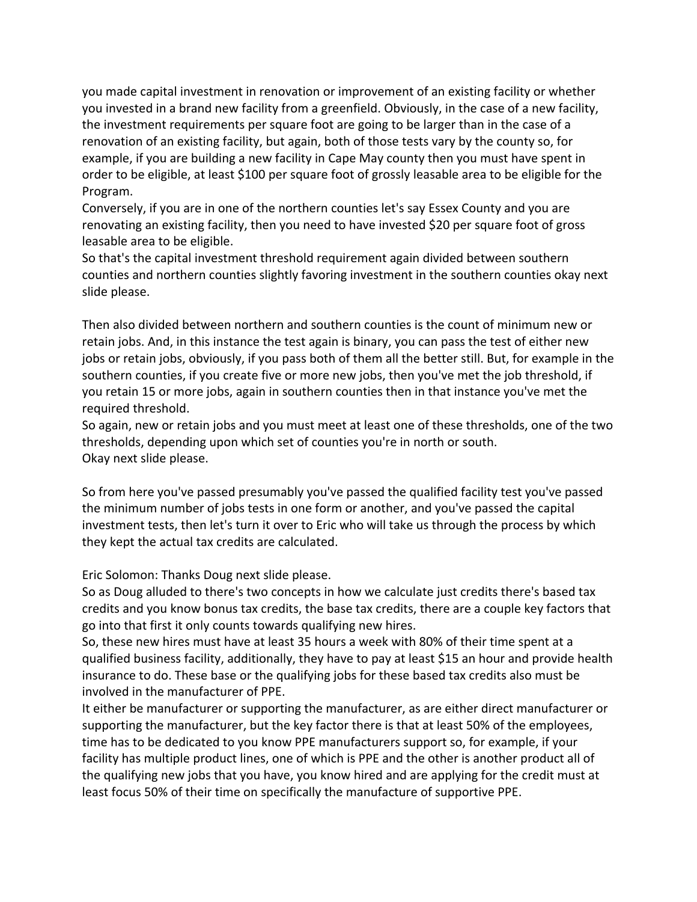you made capital investment in renovation or improvement of an existing facility or whether you invested in a brand new facility from a greenfield. Obviously, in the case of a new facility, the investment requirements per square foot are going to be larger than in the case of a renovation of an existing facility, but again, both of those tests vary by the county so, for example, if you are building a new facility in Cape May county then you must have spent in order to be eligible, at least $100 per square foot of grossly leasable area to be eligible for the Program.

Conversely, if you are in one of the northern counties let's say Essex County and you are renovating an existing facility, then you need to have invested $20 per square foot of gross leasable area to be eligible.

So that's the capital investment threshold requirement again divided between southern counties and northern counties slightly favoring investment in the southern counties okay next slide please.

Then also divided between northern and southern counties is the count of minimum new or retain jobs. And, in this instance the test again is binary, you can pass the test of either new jobs or retain jobs, obviously, if you pass both of them all the better still. But, for example in the southern counties, if you create five or more new jobs, then you've met the job threshold, if you retain 15 or more jobs, again in southern counties then in that instance you've met the required threshold.

So again, new or retain jobs and you must meet at least one of these thresholds, one of the two thresholds, depending upon which set of counties you're in north or south.

Okay next slide please.

So from here you've passed presumably you've passed the qualified facility test you've passed the minimum number of jobs tests in one form or another, and you've passed the capital investment tests, then let's turn it over to Eric who will take us through the process by which they kept the actual tax credits are calculated.

Eric Solomon: Thanks Doug next slide please.

So as Doug alluded to there's two concepts in how we calculate just credits there's based tax credits and you know bonus tax credits, the base tax credits, there are a couple key factors that go into that first it only counts towards qualifying new hires.

So, these new hires must have at least 35 hours a week with 80% of their time spent at a qualified business facility, additionally, they have to pay at least $15 an hour and provide health insurance to do. These base or the qualifying jobs for these based tax credits also must be involved in the manufacturer of PPE.

It either be manufacturer or supporting the manufacturer, as are either direct manufacturer or supporting the manufacturer, but the key factor there is that at least 50% of the employees, time has to be dedicated to you know PPE manufacturers support so, for example, if your facility has multiple product lines, one of which is PPE and the other is another product all of the qualifying new jobs that you have, you know hired and are applying for the credit must at least focus 50% of their time on specifically the manufacture of supportive PPE.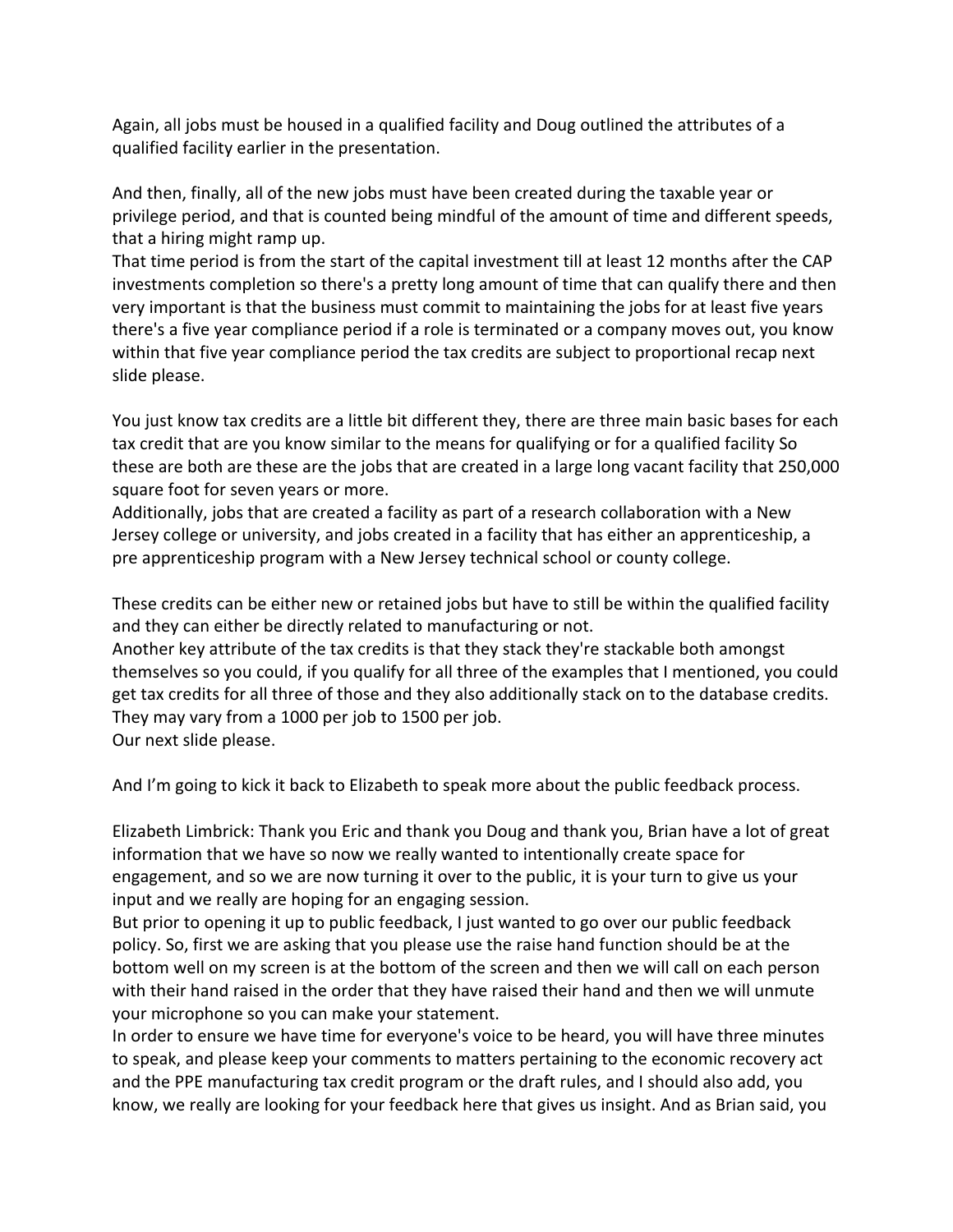Again, all jobs must be housed in a qualified facility and Doug outlined the attributes of a qualified facility earlier in the presentation.

And then, finally, all of the new jobs must have been created during the taxable year or privilege period, and that is counted being mindful of the amount of time and different speeds, that a hiring might ramp up.
That time period is from the start of the capital investment till at least 12 months after the CAP investments completion so there's a pretty long amount of time that can qualify there and then very important is that the business must commit to maintaining the jobs for at least five years there's a five year compliance period if a role is terminated or a company moves out, you know within that five year compliance period the tax credits are subject to proportional recap next slide please.

You just know tax credits are a little bit different they, there are three main basic bases for each tax credit that are you know similar to the means for qualifying or for a qualified facility So these are both are these are the jobs that are created in a large long vacant facility that 250,000 square foot for seven years or more.
Additionally, jobs that are created a facility as part of a research collaboration with a New Jersey college or university, and jobs created in a facility that has either an apprenticeship, a pre apprenticeship program with a New Jersey technical school or county college.

These credits can be either new or retained jobs but have to still be within the qualified facility and they can either be directly related to manufacturing or not.
Another key attribute of the tax credits is that they stack they're stackable both amongst themselves so you could, if you qualify for all three of the examples that I mentioned, you could get tax credits for all three of those and they also additionally stack on to the database credits. They may vary from a 1000 per job to 1500 per job.
Our next slide please.

And I'm going to kick it back to Elizabeth to speak more about the public feedback process.

Elizabeth Limbrick: Thank you Eric and thank you Doug and thank you, Brian have a lot of great information that we have so now we really wanted to intentionally create space for engagement, and so we are now turning it over to the public, it is your turn to give us your input and we really are hoping for an engaging session.
But prior to opening it up to public feedback, I just wanted to go over our public feedback policy. So, first we are asking that you please use the raise hand function should be at the bottom well on my screen is at the bottom of the screen and then we will call on each person with their hand raised in the order that they have raised their hand and then we will unmute your microphone so you can make your statement.
In order to ensure we have time for everyone's voice to be heard, you will have three minutes to speak, and please keep your comments to matters pertaining to the economic recovery act and the PPE manufacturing tax credit program or the draft rules, and I should also add, you know, we really are looking for your feedback here that gives us insight. And as Brian said, you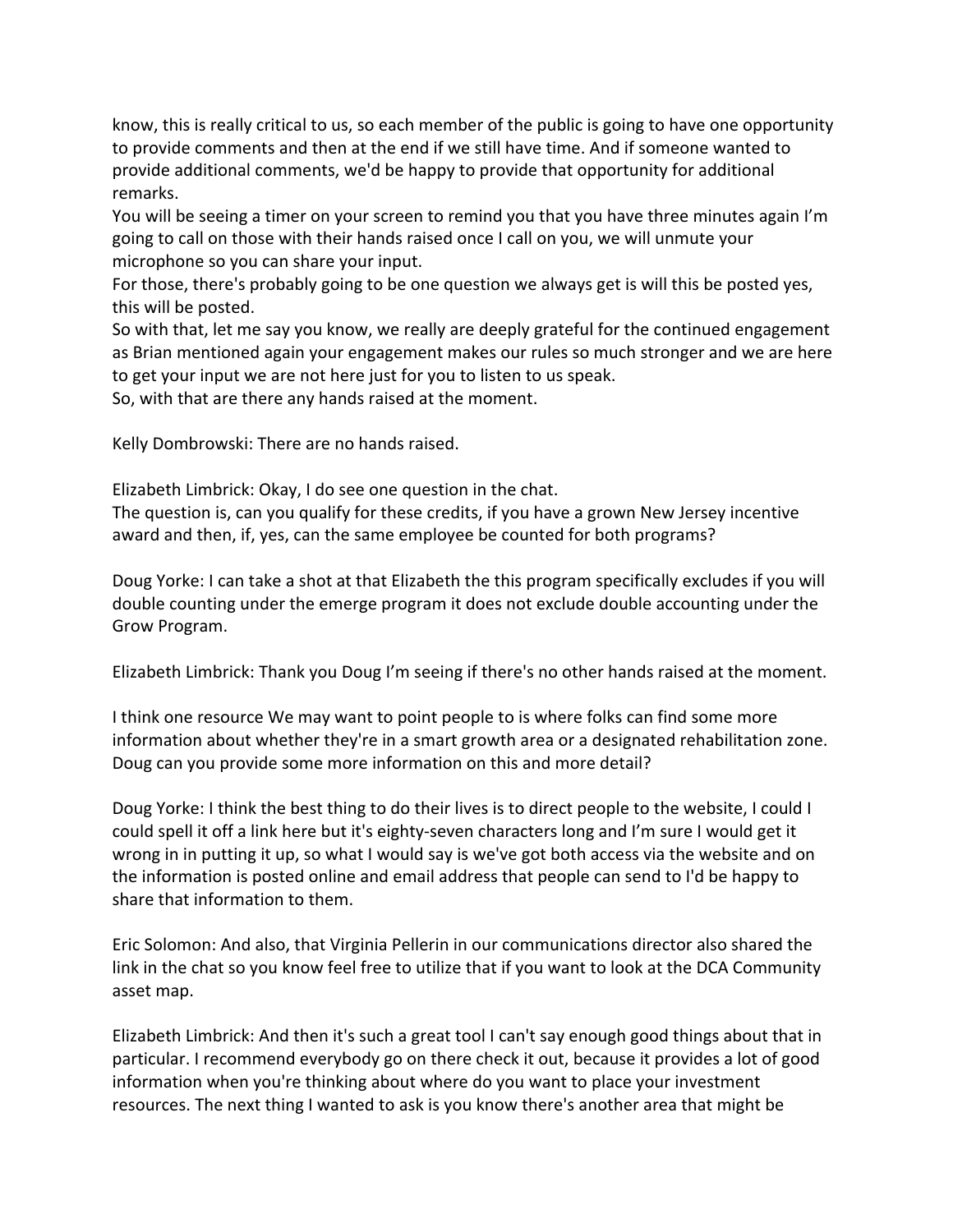know, this is really critical to us, so each member of the public is going to have one opportunity to provide comments and then at the end if we still have time. And if someone wanted to provide additional comments, we'd be happy to provide that opportunity for additional remarks.

You will be seeing a timer on your screen to remind you that you have three minutes again I'm going to call on those with their hands raised once I call on you, we will unmute your microphone so you can share your input.

For those, there's probably going to be one question we always get is will this be posted yes, this will be posted.

So with that, let me say you know, we really are deeply grateful for the continued engagement as Brian mentioned again your engagement makes our rules so much stronger and we are here to get your input we are not here just for you to listen to us speak.

So, with that are there any hands raised at the moment.

Kelly Dombrowski: There are no hands raised.

Elizabeth Limbrick: Okay, I do see one question in the chat.

The question is, can you qualify for these credits, if you have a grown New Jersey incentive award and then, if, yes, can the same employee be counted for both programs?

Doug Yorke: I can take a shot at that Elizabeth the this program specifically excludes if you will double counting under the emerge program it does not exclude double accounting under the Grow Program.

Elizabeth Limbrick: Thank you Doug I'm seeing if there's no other hands raised at the moment.

I think one resource We may want to point people to is where folks can find some more information about whether they're in a smart growth area or a designated rehabilitation zone. Doug can you provide some more information on this and more detail?

Doug Yorke: I think the best thing to do their lives is to direct people to the website, I could I could spell it off a link here but it's eighty-seven characters long and I'm sure I would get it wrong in in putting it up, so what I would say is we've got both access via the website and on the information is posted online and email address that people can send to I'd be happy to share that information to them.

Eric Solomon: And also, that Virginia Pellerin in our communications director also shared the link in the chat so you know feel free to utilize that if you want to look at the DCA Community asset map.

Elizabeth Limbrick: And then it's such a great tool I can't say enough good things about that in particular. I recommend everybody go on there check it out, because it provides a lot of good information when you're thinking about where do you want to place your investment resources. The next thing I wanted to ask is you know there's another area that might be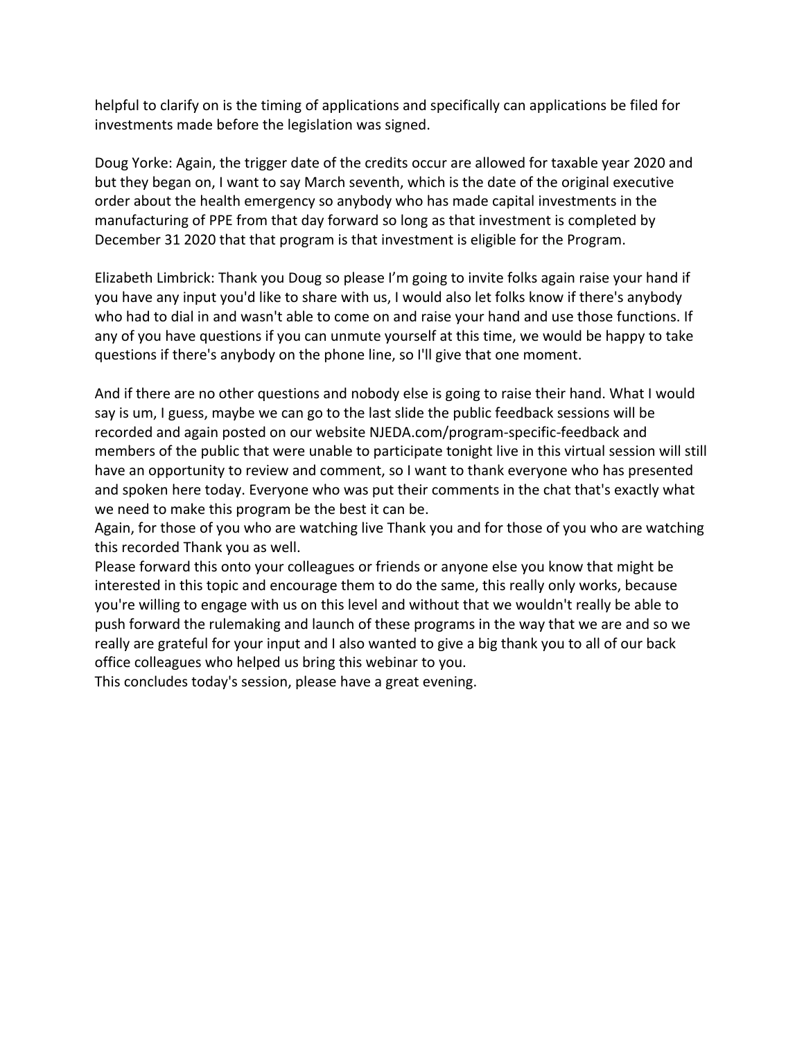helpful to clarify on is the timing of applications and specifically can applications be filed for investments made before the legislation was signed.

Doug Yorke: Again, the trigger date of the credits occur are allowed for taxable year 2020 and but they began on, I want to say March seventh, which is the date of the original executive order about the health emergency so anybody who has made capital investments in the manufacturing of PPE from that day forward so long as that investment is completed by December 31 2020 that that program is that investment is eligible for the Program.

Elizabeth Limbrick: Thank you Doug so please I'm going to invite folks again raise your hand if you have any input you'd like to share with us, I would also let folks know if there's anybody who had to dial in and wasn't able to come on and raise your hand and use those functions. If any of you have questions if you can unmute yourself at this time, we would be happy to take questions if there's anybody on the phone line, so I'll give that one moment.

And if there are no other questions and nobody else is going to raise their hand. What I would say is um, I guess, maybe we can go to the last slide the public feedback sessions will be recorded and again posted on our website NJEDA.com/program-specific-feedback and members of the public that were unable to participate tonight live in this virtual session will still have an opportunity to review and comment, so I want to thank everyone who has presented and spoken here today. Everyone who was put their comments in the chat that's exactly what we need to make this program be the best it can be.
Again, for those of you who are watching live Thank you and for those of you who are watching this recorded Thank you as well.
Please forward this onto your colleagues or friends or anyone else you know that might be interested in this topic and encourage them to do the same, this really only works, because you're willing to engage with us on this level and without that we wouldn't really be able to push forward the rulemaking and launch of these programs in the way that we are and so we really are grateful for your input and I also wanted to give a big thank you to all of our back office colleagues who helped us bring this webinar to you.
This concludes today's session, please have a great evening.